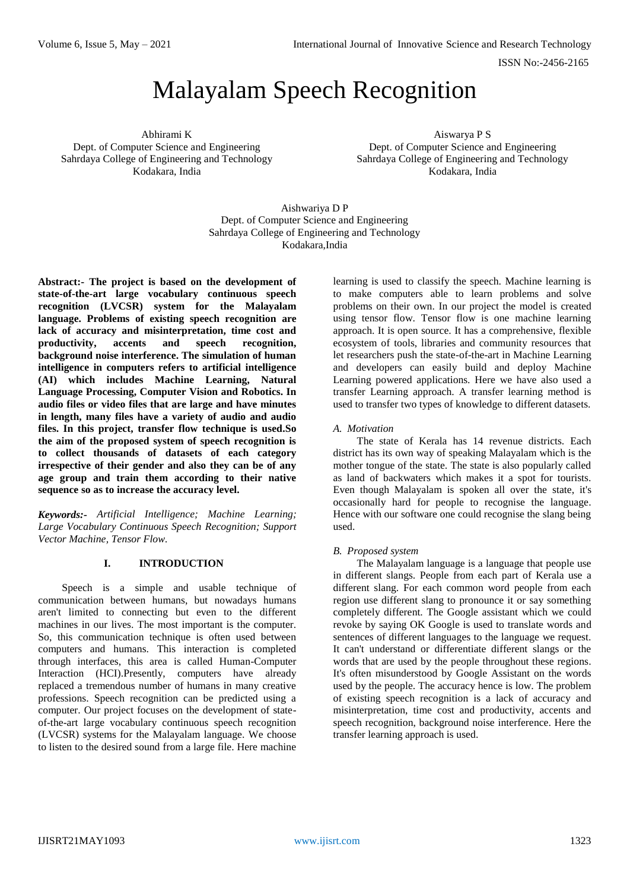# Malayalam Speech Recognition

Abhirami K
Dept. of Computer Science and Engineering
Sahrdaya College of Engineering and Technology
Kodakara, India

Aiswarya P S
Dept. of Computer Science and Engineering
Sahrdaya College of Engineering and Technology
Kodakara, India

Aishwariya D P
Dept. of Computer Science and Engineering
Sahrdaya College of Engineering and Technology
Kodakara,India

**Abstract:- The project is based on the development of state-of-the-art large vocabulary continuous speech recognition (LVCSR) system for the Malayalam language. Problems of existing speech recognition are lack of accuracy and misinterpretation, time cost and productivity, accents and speech recognition, background noise interference. The simulation of human intelligence in computers refers to artificial intelligence (AI) which includes Machine Learning, Natural Language Processing, Computer Vision and Robotics. In audio files or video files that are large and have minutes in length, many files have a variety of audio and audio files. In this project, transfer flow technique is used.So the aim of the proposed system of speech recognition is to collect thousands of datasets of each category irrespective of their gender and also they can be of any age group and train them according to their native sequence so as to increase the accuracy level.**

***Keywords:-*** *Artificial Intelligence; Machine Learning; Large Vocabulary Continuous Speech Recognition; Support Vector Machine, Tensor Flow.*

## I. INTRODUCTION

Speech is a simple and usable technique of communication between humans, but nowadays humans aren't limited to connecting but even to the different machines in our lives. The most important is the computer. So, this communication technique is often used between computers and humans. This interaction is completed through interfaces, this area is called Human-Computer Interaction (HCI).Presently, computers have already replaced a tremendous number of humans in many creative professions. Speech recognition can be predicted using a computer. Our project focuses on the development of state-of-the-art large vocabulary continuous speech recognition (LVCSR) systems for the Malayalam language. We choose to listen to the desired sound from a large file. Here machine learning is used to classify the speech. Machine learning is to make computers able to learn problems and solve problems on their own. In our project the model is created using tensor flow. Tensor flow is one machine learning approach. It is open source. It has a comprehensive, flexible ecosystem of tools, libraries and community resources that let researchers push the state-of-the-art in Machine Learning and developers can easily build and deploy Machine Learning powered applications. Here we have also used a transfer Learning approach. A transfer learning method is used to transfer two types of knowledge to different datasets.

### *A. Motivation*

The state of Kerala has 14 revenue districts. Each district has its own way of speaking Malayalam which is the mother tongue of the state. The state is also popularly called as land of backwaters which makes it a spot for tourists. Even though Malayalam is spoken all over the state, it's occasionally hard for people to recognise the language. Hence with our software one could recognise the slang being used.

### *B. Proposed system*

The Malayalam language is a language that people use in different slangs. People from each part of Kerala use a different slang. For each common word people from each region use different slang to pronounce it or say something completely different. The Google assistant which we could revoke by saying OK Google is used to translate words and sentences of different languages to the language we request. It can't understand or differentiate different slangs or the words that are used by the people throughout these regions. It's often misunderstood by Google Assistant on the words used by the people. The accuracy hence is low. The problem of existing speech recognition is a lack of accuracy and misinterpretation, time cost and productivity, accents and speech recognition, background noise interference. Here the transfer learning approach is used.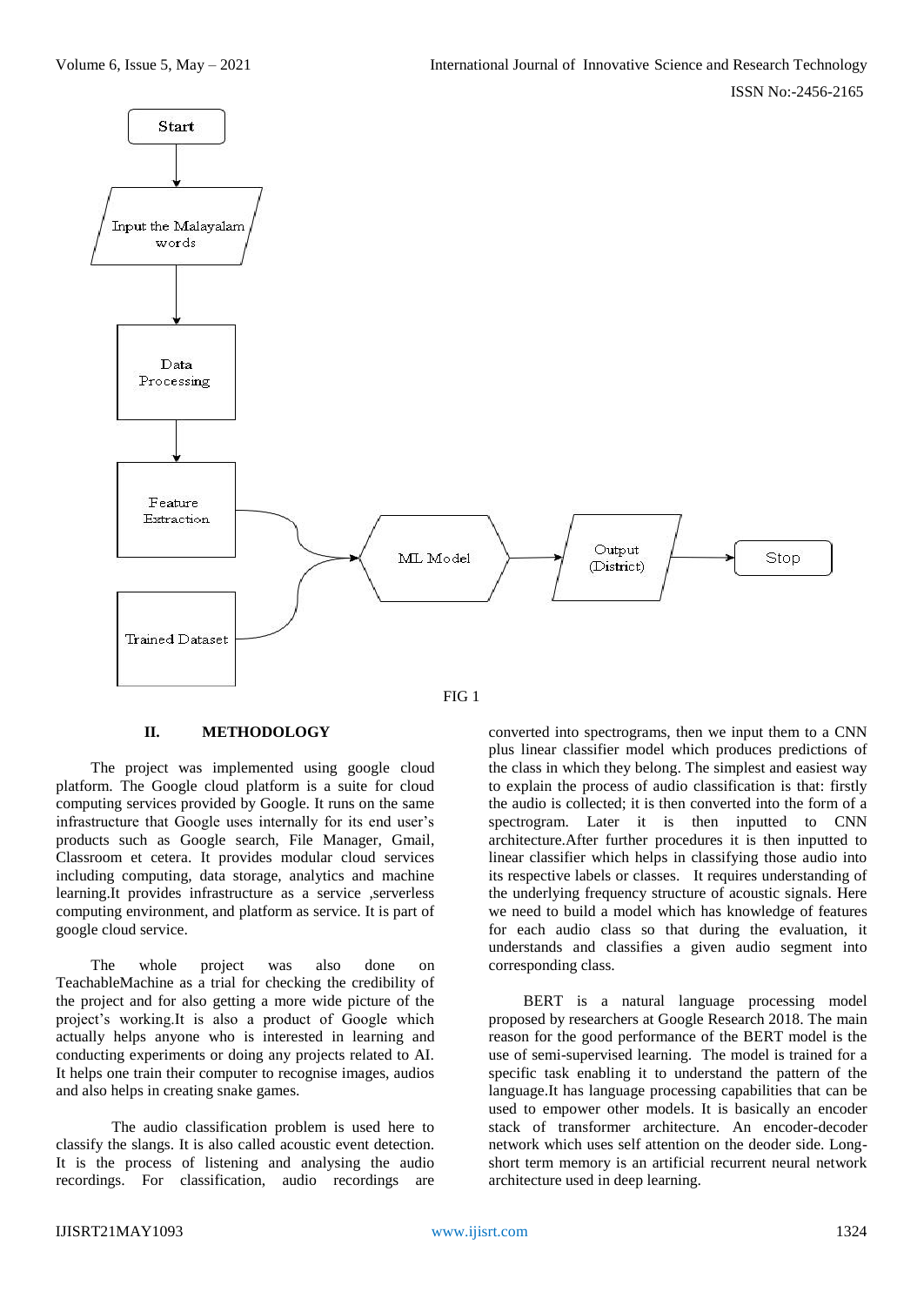FIG 1

## II. METHODOLOGY

The project was implemented using google cloud platform. The Google cloud platform is a suite for cloud computing services provided by Google. It runs on the same infrastructure that Google uses internally for its end user's products such as Google search, File Manager, Gmail, Classroom et cetera. It provides modular cloud services including computing, data storage, analytics and machine learning.It provides infrastructure as a service ,serverless computing environment, and platform as service. It is part of google cloud service.

The whole project was also done on TeachableMachine as a trial for checking the credibility of the project and for also getting a more wide picture of the project's working.It is also a product of Google which actually helps anyone who is interested in learning and conducting experiments or doing any projects related to AI. It helps one train their computer to recognise images, audios and also helps in creating snake games.

The audio classification problem is used here to classify the slangs. It is also called acoustic event detection. It is the process of listening and analysing the audio recordings. For classification, audio recordings are converted into spectrograms, then we input them to a CNN plus linear classifier model which produces predictions of the class in which they belong. The simplest and easiest way to explain the process of audio classification is that: firstly the audio is collected; it is then converted into the form of a spectrogram. Later it is then inputted to CNN architecture.After further procedures it is then inputted to linear classifier which helps in classifying those audio into its respective labels or classes. It requires understanding of the underlying frequency structure of acoustic signals. Here we need to build a model which has knowledge of features for each audio class so that during the evaluation, it understands and classifies a given audio segment into corresponding class.

BERT is a natural language processing model proposed by researchers at Google Research 2018. The main reason for the good performance of the BERT model is the use of semi-supervised learning. The model is trained for a specific task enabling it to understand the pattern of the language.It has language processing capabilities that can be used to empower other models. It is basically an encoder stack of transformer architecture. An encoder-decoder network which uses self attention on the deoder side. Long-short term memory is an artificial recurrent neural network architecture used in deep learning.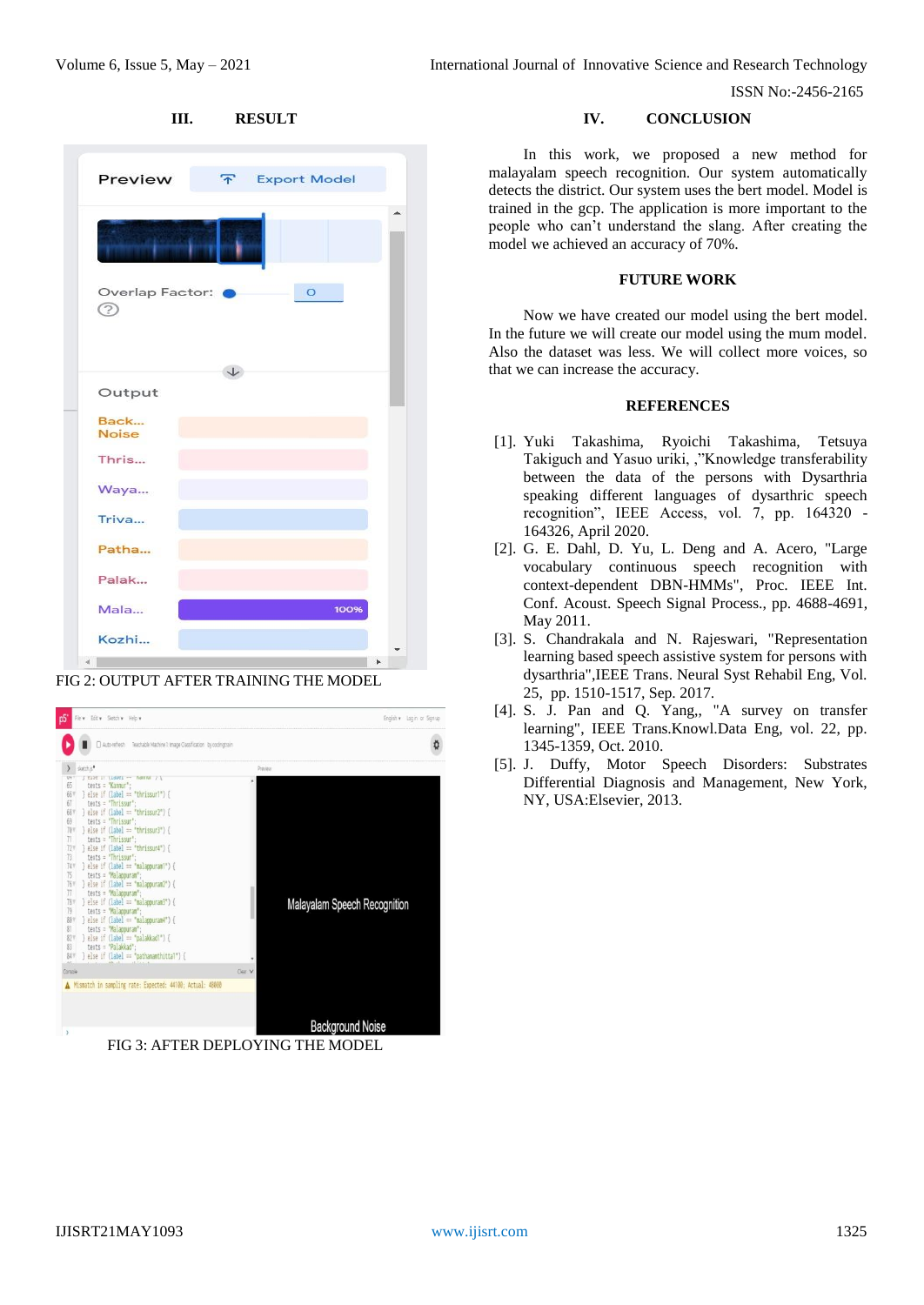## III. RESULT

FIG 2: OUTPUT AFTER TRAINING THE MODEL

FIG 3: AFTER DEPLOYING THE MODEL

## IV. CONCLUSION

In this work, we proposed a new method for malayalam speech recognition. Our system automatically detects the district. Our system uses the bert model. Model is trained in the gcp. The application is more important to the people who can't understand the slang. After creating the model we achieved an accuracy of 70%.

## FUTURE WORK

Now we have created our model using the bert model. In the future we will create our model using the mum model. Also the dataset was less. We will collect more voices, so that we can increase the accuracy.

## REFERENCES

[1]. Yuki Takashima, Ryoichi Takashima, Tetsuya Takiguch and Yasuo uriki, ,"Knowledge transferability between the data of the persons with Dysarthria speaking different languages of dysarthric speech recognition", IEEE Access, vol. 7, pp. 164320 - 164326, April 2020.

[2]. G. E. Dahl, D. Yu, L. Deng and A. Acero, "Large vocabulary continuous speech recognition with context-dependent DBN-HMMs", Proc. IEEE Int. Conf. Acoust. Speech Signal Process., pp. 4688-4691, May 2011.

[3]. S. Chandrakala and N. Rajeswari, "Representation learning based speech assistive system for persons with dysarthria",IEEE Trans. Neural Syst Rehabil Eng, Vol. 25, pp. 1510-1517, Sep. 2017.

[4]. S. J. Pan and Q. Yang,, "A survey on transfer learning", IEEE Trans.Knowl.Data Eng, vol. 22, pp. 1345-1359, Oct. 2010.

[5]. J. Duffy, Motor Speech Disorders: Substrates Differential Diagnosis and Management, New York, NY, USA:Elsevier, 2013.